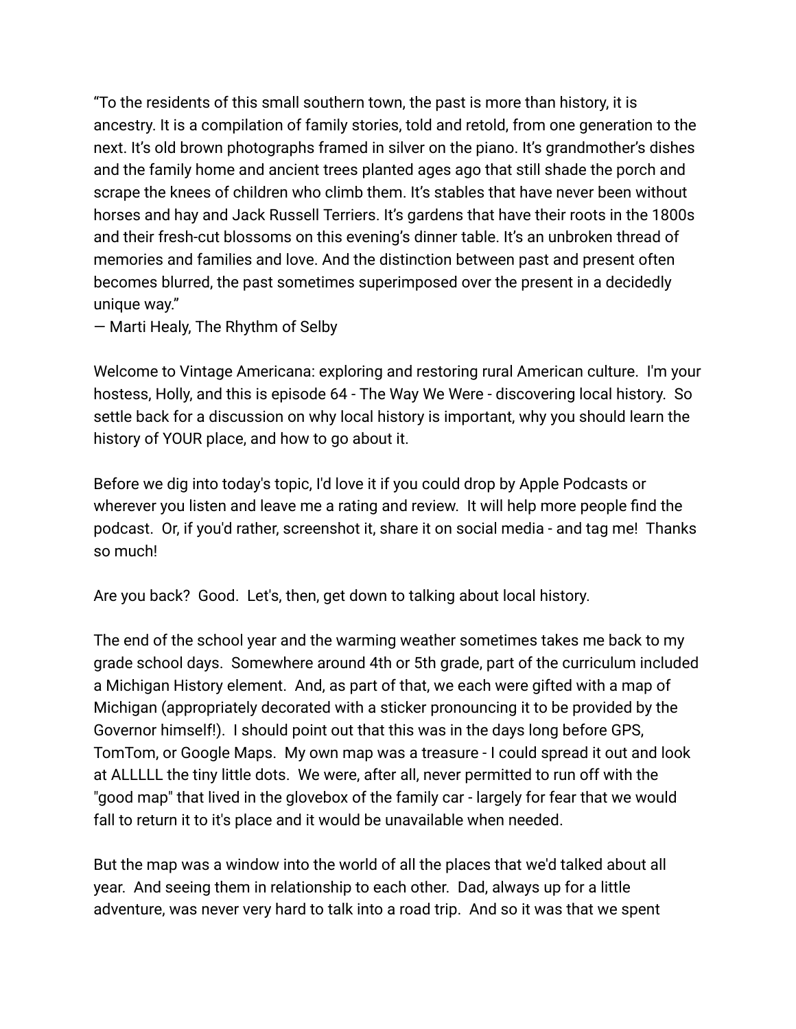"To the residents of this small southern town, the past is more than history, it is ancestry. It is a compilation of family stories, told and retold, from one generation to the next. It's old brown photographs framed in silver on the piano. It's grandmother's dishes and the family home and ancient trees planted ages ago that still shade the porch and scrape the knees of children who climb them. It's stables that have never been without horses and hay and Jack Russell Terriers. It's gardens that have their roots in the 1800s and their fresh-cut blossoms on this evening's dinner table. It's an unbroken thread of memories and families and love. And the distinction between past and present often becomes blurred, the past sometimes superimposed over the present in a decidedly unique way."
— Marti Healy, The Rhythm of Selby

Welcome to Vintage Americana: exploring and restoring rural American culture. I'm your hostess, Holly, and this is episode 64 - The Way We Were - discovering local history. So settle back for a discussion on why local history is important, why you should learn the history of YOUR place, and how to go about it.

Before we dig into today's topic, I'd love it if you could drop by Apple Podcasts or wherever you listen and leave me a rating and review. It will help more people find the podcast. Or, if you'd rather, screenshot it, share it on social media - and tag me! Thanks so much!

Are you back? Good. Let's, then, get down to talking about local history.

The end of the school year and the warming weather sometimes takes me back to my grade school days. Somewhere around 4th or 5th grade, part of the curriculum included a Michigan History element. And, as part of that, we each were gifted with a map of Michigan (appropriately decorated with a sticker pronouncing it to be provided by the Governor himself!). I should point out that this was in the days long before GPS, TomTom, or Google Maps. My own map was a treasure - I could spread it out and look at ALLLLL the tiny little dots. We were, after all, never permitted to run off with the "good map" that lived in the glovebox of the family car - largely for fear that we would fall to return it to it's place and it would be unavailable when needed.

But the map was a window into the world of all the places that we'd talked about all year. And seeing them in relationship to each other. Dad, always up for a little adventure, was never very hard to talk into a road trip. And so it was that we spent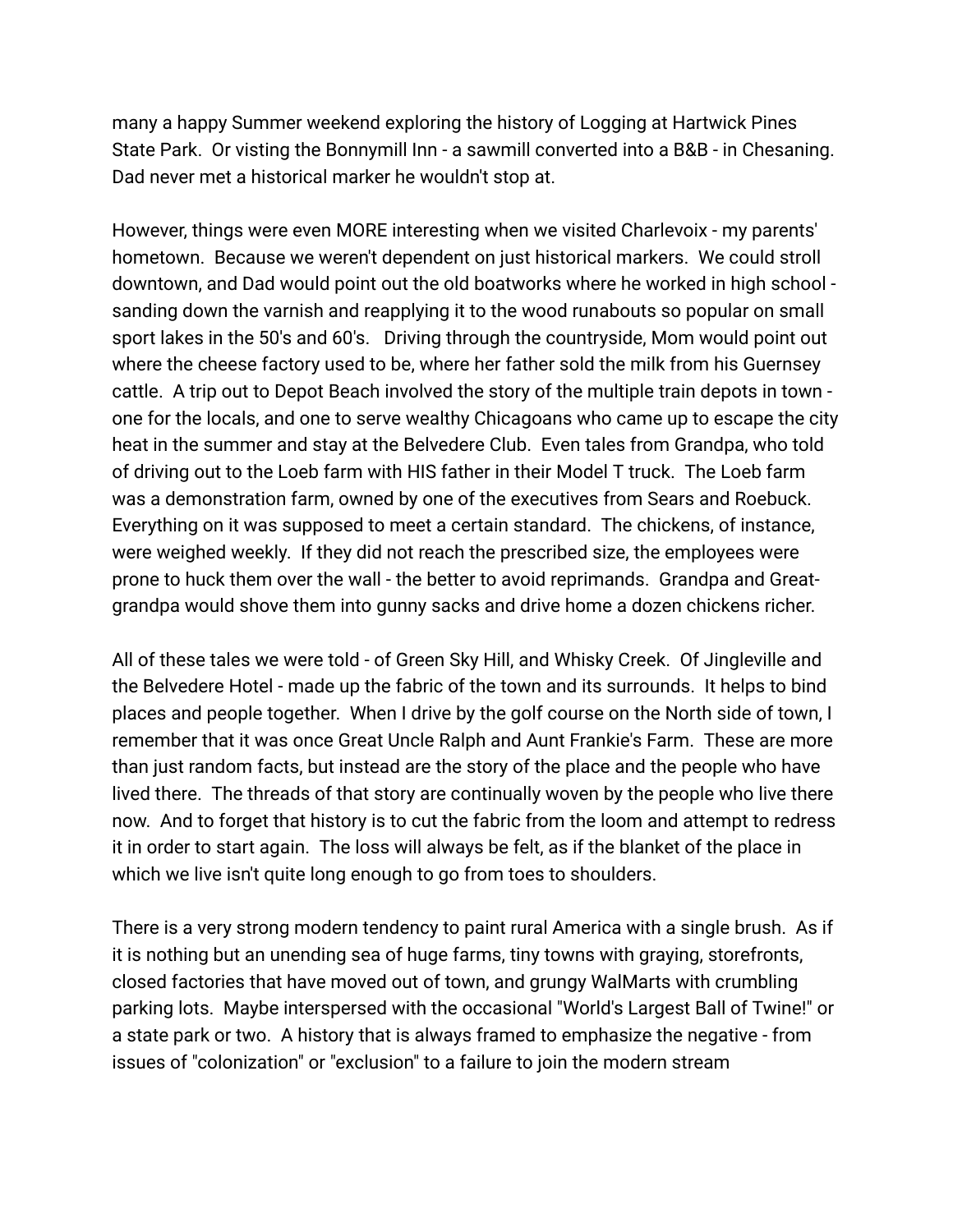many a happy Summer weekend exploring the history of Logging at Hartwick Pines State Park. Or visting the Bonnymill Inn - a sawmill converted into a B&B - in Chesaning. Dad never met a historical marker he wouldn't stop at.

However, things were even MORE interesting when we visited Charlevoix - my parents' hometown. Because we weren't dependent on just historical markers. We could stroll downtown, and Dad would point out the old boatworks where he worked in high school - sanding down the varnish and reapplying it to the wood runabouts so popular on small sport lakes in the 50's and 60's. Driving through the countryside, Mom would point out where the cheese factory used to be, where her father sold the milk from his Guernsey cattle. A trip out to Depot Beach involved the story of the multiple train depots in town - one for the locals, and one to serve wealthy Chicagoans who came up to escape the city heat in the summer and stay at the Belvedere Club. Even tales from Grandpa, who told of driving out to the Loeb farm with HIS father in their Model T truck. The Loeb farm was a demonstration farm, owned by one of the executives from Sears and Roebuck. Everything on it was supposed to meet a certain standard. The chickens, of instance, were weighed weekly. If they did not reach the prescribed size, the employees were prone to huck them over the wall - the better to avoid reprimands. Grandpa and Great-grandpa would shove them into gunny sacks and drive home a dozen chickens richer.

All of these tales we were told - of Green Sky Hill, and Whisky Creek. Of Jingleville and the Belvedere Hotel - made up the fabric of the town and its surrounds. It helps to bind places and people together. When I drive by the golf course on the North side of town, I remember that it was once Great Uncle Ralph and Aunt Frankie's Farm. These are more than just random facts, but instead are the story of the place and the people who have lived there. The threads of that story are continually woven by the people who live there now. And to forget that history is to cut the fabric from the loom and attempt to redress it in order to start again. The loss will always be felt, as if the blanket of the place in which we live isn't quite long enough to go from toes to shoulders.

There is a very strong modern tendency to paint rural America with a single brush. As if it is nothing but an unending sea of huge farms, tiny towns with graying, storefronts, closed factories that have moved out of town, and grungy WalMarts with crumbling parking lots. Maybe interspersed with the occasional "World's Largest Ball of Twine!" or a state park or two. A history that is always framed to emphasize the negative - from issues of "colonization" or "exclusion" to a failure to join the modern stream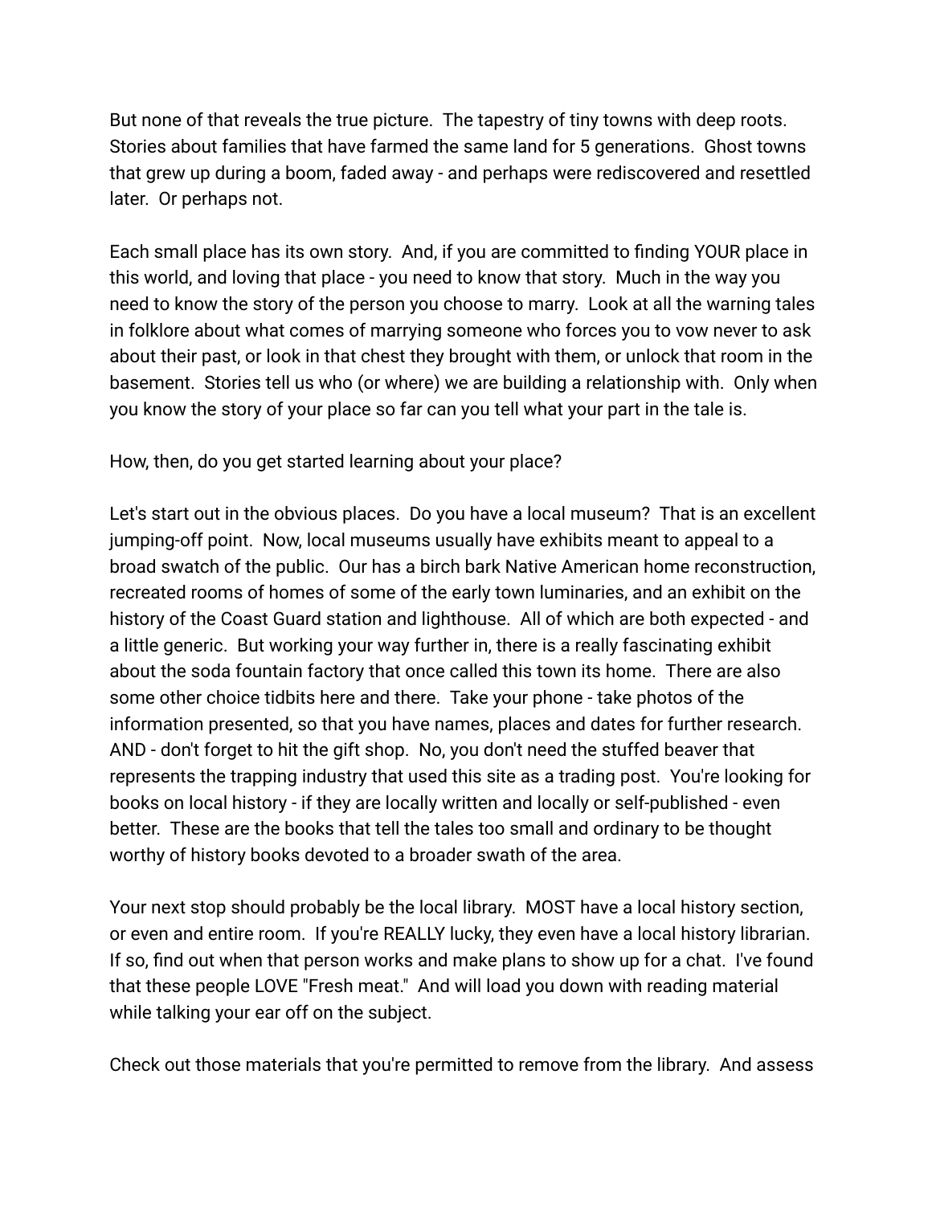But none of that reveals the true picture. The tapestry of tiny towns with deep roots. Stories about families that have farmed the same land for 5 generations. Ghost towns that grew up during a boom, faded away - and perhaps were rediscovered and resettled later. Or perhaps not.

Each small place has its own story. And, if you are committed to finding YOUR place in this world, and loving that place - you need to know that story. Much in the way you need to know the story of the person you choose to marry. Look at all the warning tales in folklore about what comes of marrying someone who forces you to vow never to ask about their past, or look in that chest they brought with them, or unlock that room in the basement. Stories tell us who (or where) we are building a relationship with. Only when you know the story of your place so far can you tell what your part in the tale is.

How, then, do you get started learning about your place?

Let's start out in the obvious places. Do you have a local museum? That is an excellent jumping-off point. Now, local museums usually have exhibits meant to appeal to a broad swatch of the public. Our has a birch bark Native American home reconstruction, recreated rooms of homes of some of the early town luminaries, and an exhibit on the history of the Coast Guard station and lighthouse. All of which are both expected - and a little generic. But working your way further in, there is a really fascinating exhibit about the soda fountain factory that once called this town its home. There are also some other choice tidbits here and there. Take your phone - take photos of the information presented, so that you have names, places and dates for further research. AND - don't forget to hit the gift shop. No, you don't need the stuffed beaver that represents the trapping industry that used this site as a trading post. You're looking for books on local history - if they are locally written and locally or self-published - even better. These are the books that tell the tales too small and ordinary to be thought worthy of history books devoted to a broader swath of the area.

Your next stop should probably be the local library. MOST have a local history section, or even and entire room. If you're REALLY lucky, they even have a local history librarian. If so, find out when that person works and make plans to show up for a chat. I've found that these people LOVE "Fresh meat." And will load you down with reading material while talking your ear off on the subject.

Check out those materials that you're permitted to remove from the library. And assess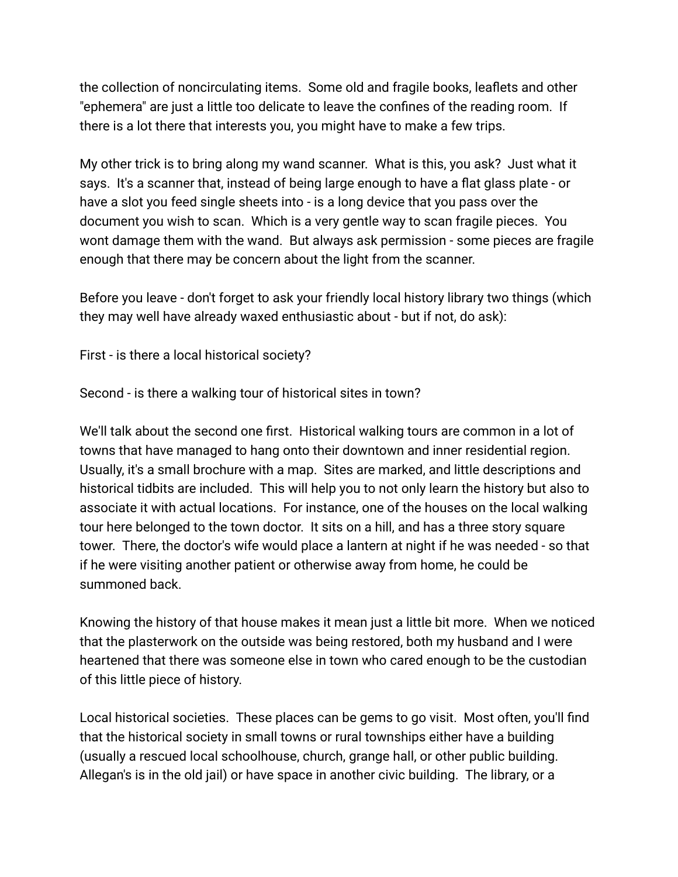the collection of noncirculating items. Some old and fragile books, leaflets and other "ephemera" are just a little too delicate to leave the confines of the reading room. If there is a lot there that interests you, you might have to make a few trips.

My other trick is to bring along my wand scanner. What is this, you ask? Just what it says. It's a scanner that, instead of being large enough to have a flat glass plate - or have a slot you feed single sheets into - is a long device that you pass over the document you wish to scan. Which is a very gentle way to scan fragile pieces. You wont damage them with the wand. But always ask permission - some pieces are fragile enough that there may be concern about the light from the scanner.

Before you leave - don't forget to ask your friendly local history library two things (which they may well have already waxed enthusiastic about - but if not, do ask):

First - is there a local historical society?

Second - is there a walking tour of historical sites in town?

We'll talk about the second one first. Historical walking tours are common in a lot of towns that have managed to hang onto their downtown and inner residential region. Usually, it's a small brochure with a map. Sites are marked, and little descriptions and historical tidbits are included. This will help you to not only learn the history but also to associate it with actual locations. For instance, one of the houses on the local walking tour here belonged to the town doctor. It sits on a hill, and has a three story square tower. There, the doctor's wife would place a lantern at night if he was needed - so that if he were visiting another patient or otherwise away from home, he could be summoned back.

Knowing the history of that house makes it mean just a little bit more. When we noticed that the plasterwork on the outside was being restored, both my husband and I were heartened that there was someone else in town who cared enough to be the custodian of this little piece of history.

Local historical societies. These places can be gems to go visit. Most often, you'll find that the historical society in small towns or rural townships either have a building (usually a rescued local schoolhouse, church, grange hall, or other public building. Allegan's is in the old jail) or have space in another civic building. The library, or a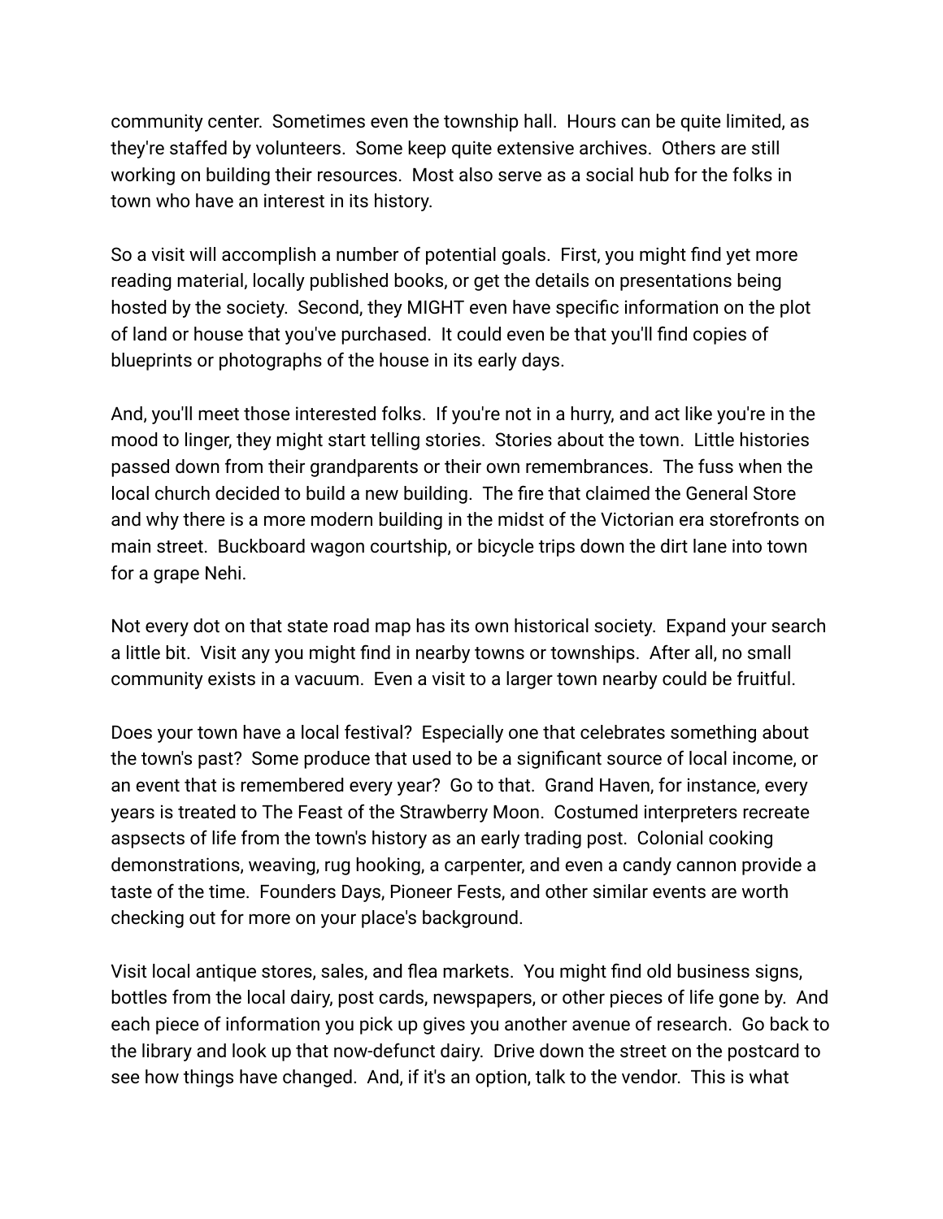community center.  Sometimes even the township hall.  Hours can be quite limited, as they're staffed by volunteers.  Some keep quite extensive archives.  Others are still working on building their resources.  Most also serve as a social hub for the folks in town who have an interest in its history.

So a visit will accomplish a number of potential goals.  First, you might find yet more reading material, locally published books, or get the details on presentations being hosted by the society.  Second, they MIGHT even have specific information on the plot of land or house that you've purchased.  It could even be that you'll find copies of blueprints or photographs of the house in its early days.

And, you'll meet those interested folks.  If you're not in a hurry, and act like you're in the mood to linger, they might start telling stories.  Stories about the town.  Little histories passed down from their grandparents or their own remembrances.  The fuss when the local church decided to build a new building.  The fire that claimed the General Store and why there is a more modern building in the midst of the Victorian era storefronts on main street.  Buckboard wagon courtship, or bicycle trips down the dirt lane into town for a grape Nehi.

Not every dot on that state road map has its own historical society.  Expand your search a little bit.  Visit any you might find in nearby towns or townships.  After all, no small community exists in a vacuum.  Even a visit to a larger town nearby could be fruitful.

Does your town have a local festival?  Especially one that celebrates something about the town's past?  Some produce that used to be a significant source of local income, or an event that is remembered every year?  Go to that.  Grand Haven, for instance, every years is treated to The Feast of the Strawberry Moon.  Costumed interpreters recreate aspsects of life from the town's history as an early trading post.  Colonial cooking demonstrations, weaving, rug hooking, a carpenter, and even a candy cannon provide a taste of the time.  Founders Days, Pioneer Fests, and other similar events are worth checking out for more on your place's background.

Visit local antique stores, sales, and flea markets.  You might find old business signs, bottles from the local dairy, post cards, newspapers, or other pieces of life gone by.  And each piece of information you pick up gives you another avenue of research.  Go back to the library and look up that now-defunct dairy.  Drive down the street on the postcard to see how things have changed.  And, if it's an option, talk to the vendor.  This is what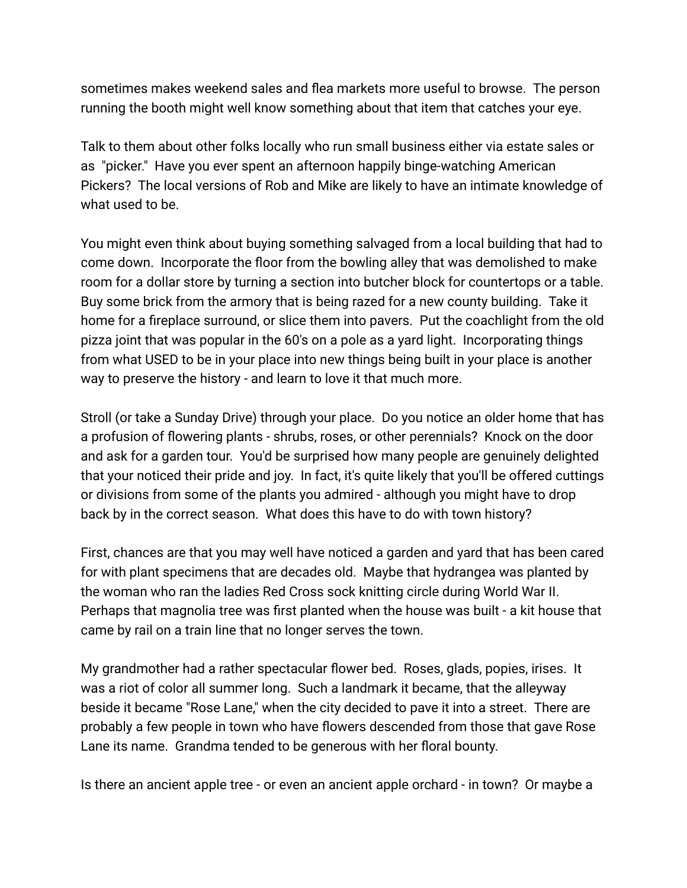sometimes makes weekend sales and flea markets more useful to browse. The person running the booth might well know something about that item that catches your eye.

Talk to them about other folks locally who run small business either via estate sales or as "picker." Have you ever spent an afternoon happily binge-watching American Pickers? The local versions of Rob and Mike are likely to have an intimate knowledge of what used to be.

You might even think about buying something salvaged from a local building that had to come down. Incorporate the floor from the bowling alley that was demolished to make room for a dollar store by turning a section into butcher block for countertops or a table. Buy some brick from the armory that is being razed for a new county building. Take it home for a fireplace surround, or slice them into pavers. Put the coachlight from the old pizza joint that was popular in the 60's on a pole as a yard light. Incorporating things from what USED to be in your place into new things being built in your place is another way to preserve the history - and learn to love it that much more.

Stroll (or take a Sunday Drive) through your place. Do you notice an older home that has a profusion of flowering plants - shrubs, roses, or other perennials? Knock on the door and ask for a garden tour. You'd be surprised how many people are genuinely delighted that your noticed their pride and joy. In fact, it's quite likely that you'll be offered cuttings or divisions from some of the plants you admired - although you might have to drop back by in the correct season. What does this have to do with town history?

First, chances are that you may well have noticed a garden and yard that has been cared for with plant specimens that are decades old. Maybe that hydrangea was planted by the woman who ran the ladies Red Cross sock knitting circle during World War II. Perhaps that magnolia tree was first planted when the house was built - a kit house that came by rail on a train line that no longer serves the town.

My grandmother had a rather spectacular flower bed. Roses, glads, popies, irises. It was a riot of color all summer long. Such a landmark it became, that the alleyway beside it became "Rose Lane," when the city decided to pave it into a street. There are probably a few people in town who have flowers descended from those that gave Rose Lane its name. Grandma tended to be generous with her floral bounty.

Is there an ancient apple tree - or even an ancient apple orchard - in town? Or maybe a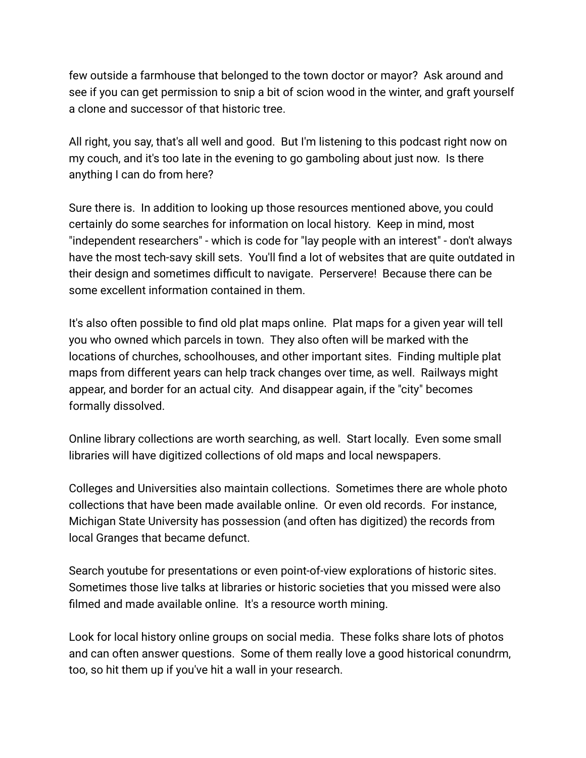few outside a farmhouse that belonged to the town doctor or mayor?  Ask around and see if you can get permission to snip a bit of scion wood in the winter, and graft yourself a clone and successor of that historic tree.

All right, you say, that's all well and good.  But I'm listening to this podcast right now on my couch, and it's too late in the evening to go gamboling about just now.  Is there anything I can do from here?

Sure there is.  In addition to looking up those resources mentioned above, you could certainly do some searches for information on local history.  Keep in mind, most "independent researchers" - which is code for "lay people with an interest" - don't always have the most tech-savy skill sets.  You'll find a lot of websites that are quite outdated in their design and sometimes difficult to navigate.  Perservere!  Because there can be some excellent information contained in them.

It's also often possible to find old plat maps online.  Plat maps for a given year will tell you who owned which parcels in town.  They also often will be marked with the locations of churches, schoolhouses, and other important sites.  Finding multiple plat maps from different years can help track changes over time, as well.  Railways might appear, and border for an actual city.  And disappear again, if the "city" becomes formally dissolved.

Online library collections are worth searching, as well.  Start locally.  Even some small libraries will have digitized collections of old maps and local newspapers.

Colleges and Universities also maintain collections.  Sometimes there are whole photo collections that have been made available online.  Or even old records.  For instance, Michigan State University has possession (and often has digitized) the records from local Granges that became defunct.

Search youtube for presentations or even point-of-view explorations of historic sites.  Sometimes those live talks at libraries or historic societies that you missed were also filmed and made available online.  It's a resource worth mining.

Look for local history online groups on social media.  These folks share lots of photos and can often answer questions.  Some of them really love a good historical conundrm, too, so hit them up if you've hit a wall in your research.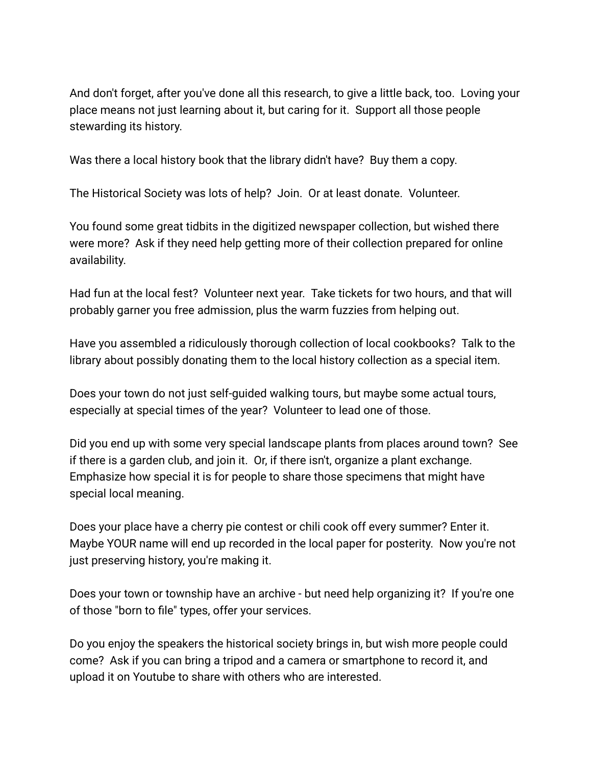And don't forget, after you've done all this research, to give a little back, too.  Loving your place means not just learning about it, but caring for it.  Support all those people stewarding its history.

Was there a local history book that the library didn't have?  Buy them a copy.

The Historical Society was lots of help?  Join.  Or at least donate.  Volunteer.

You found some great tidbits in the digitized newspaper collection, but wished there were more?  Ask if they need help getting more of their collection prepared for online availability.

Had fun at the local fest?  Volunteer next year.  Take tickets for two hours, and that will probably garner you free admission, plus the warm fuzzies from helping out.

Have you assembled a ridiculously thorough collection of local cookbooks?  Talk to the library about possibly donating them to the local history collection as a special item.

Does your town do not just self-guided walking tours, but maybe some actual tours, especially at special times of the year?  Volunteer to lead one of those.

Did you end up with some very special landscape plants from places around town?  See if there is a garden club, and join it.  Or, if there isn't, organize a plant exchange.  Emphasize how special it is for people to share those specimens that might have special local meaning.

Does your place have a cherry pie contest or chili cook off every summer? Enter it.  Maybe YOUR name will end up recorded in the local paper for posterity.  Now you're not just preserving history, you're making it.

Does your town or township have an archive - but need help organizing it?  If you're one of those "born to file" types, offer your services.

Do you enjoy the speakers the historical society brings in, but wish more people could come?  Ask if you can bring a tripod and a camera or smartphone to record it, and upload it on Youtube to share with others who are interested.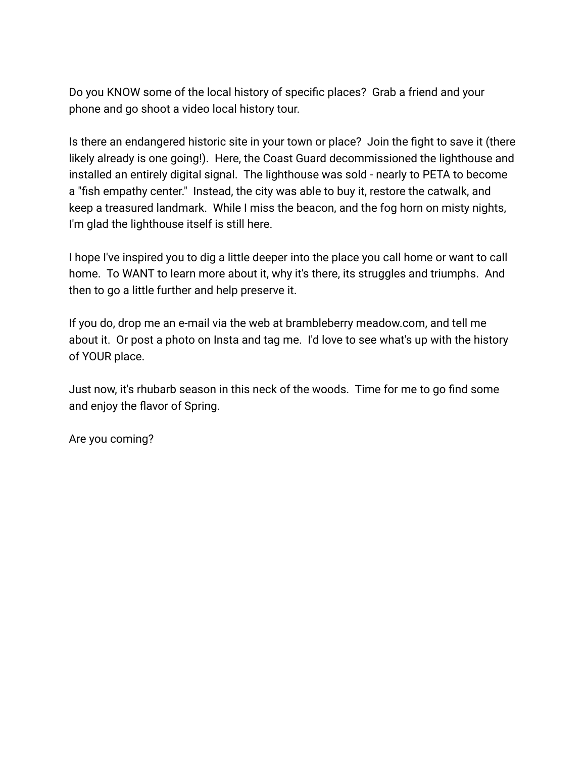Do you KNOW some of the local history of specific places? Grab a friend and your phone and go shoot a video local history tour.

Is there an endangered historic site in your town or place? Join the fight to save it (there likely already is one going!). Here, the Coast Guard decommissioned the lighthouse and installed an entirely digital signal. The lighthouse was sold - nearly to PETA to become a "fish empathy center." Instead, the city was able to buy it, restore the catwalk, and keep a treasured landmark. While I miss the beacon, and the fog horn on misty nights, I'm glad the lighthouse itself is still here.

I hope I've inspired you to dig a little deeper into the place you call home or want to call home. To WANT to learn more about it, why it's there, its struggles and triumphs. And then to go a little further and help preserve it.

If you do, drop me an e-mail via the web at brambleberry meadow.com, and tell me about it. Or post a photo on Insta and tag me. I'd love to see what's up with the history of YOUR place.

Just now, it's rhubarb season in this neck of the woods. Time for me to go find some and enjoy the flavor of Spring.

Are you coming?